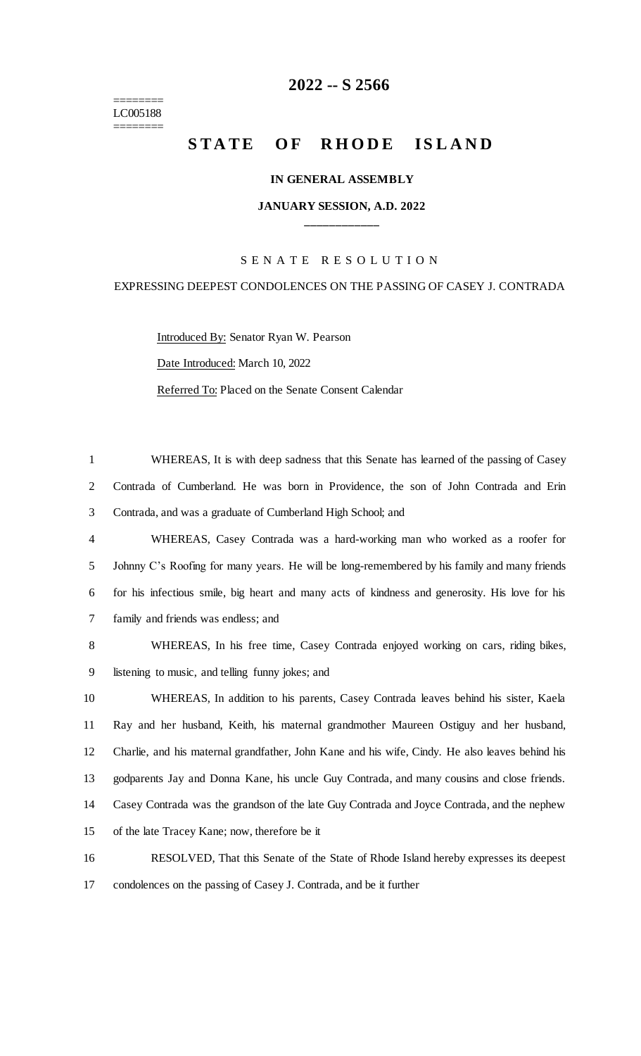# 2022 -- S 2566

========
LC005188
========

# STATE OF RHODE ISLAND

**IN GENERAL ASSEMBLY**

**JANUARY SESSION, A.D. 2022**

____________

S E N A T E  R E S O L U T I O N

EXPRESSING DEEPEST CONDOLENCES ON THE PASSING OF CASEY J. CONTRADA

Introduced By: Senator Ryan W. Pearson

Date Introduced: March 10, 2022

Referred To: Placed on the Senate Consent Calendar

1 WHEREAS, It is with deep sadness that this Senate has learned of the passing of Casey
2 Contrada of Cumberland. He was born in Providence, the son of John Contrada and Erin
3 Contrada, and was a graduate of Cumberland High School; and
4 WHEREAS, Casey Contrada was a hard-working man who worked as a roofer for
5 Johnny C's Roofing for many years. He will be long-remembered by his family and many friends
6 for his infectious smile, big heart and many acts of kindness and generosity. His love for his
7 family and friends was endless; and
8 WHEREAS, In his free time, Casey Contrada enjoyed working on cars, riding bikes,
9 listening to music, and telling funny jokes; and
10 WHEREAS, In addition to his parents, Casey Contrada leaves behind his sister, Kaela
11 Ray and her husband, Keith, his maternal grandmother Maureen Ostiguy and her husband,
12 Charlie, and his maternal grandfather, John Kane and his wife, Cindy. He also leaves behind his
13 godparents Jay and Donna Kane, his uncle Guy Contrada, and many cousins and close friends.
14 Casey Contrada was the grandson of the late Guy Contrada and Joyce Contrada, and the nephew
15 of the late Tracey Kane; now, therefore be it
16 RESOLVED, That this Senate of the State of Rhode Island hereby expresses its deepest
17 condolences on the passing of Casey J. Contrada, and be it further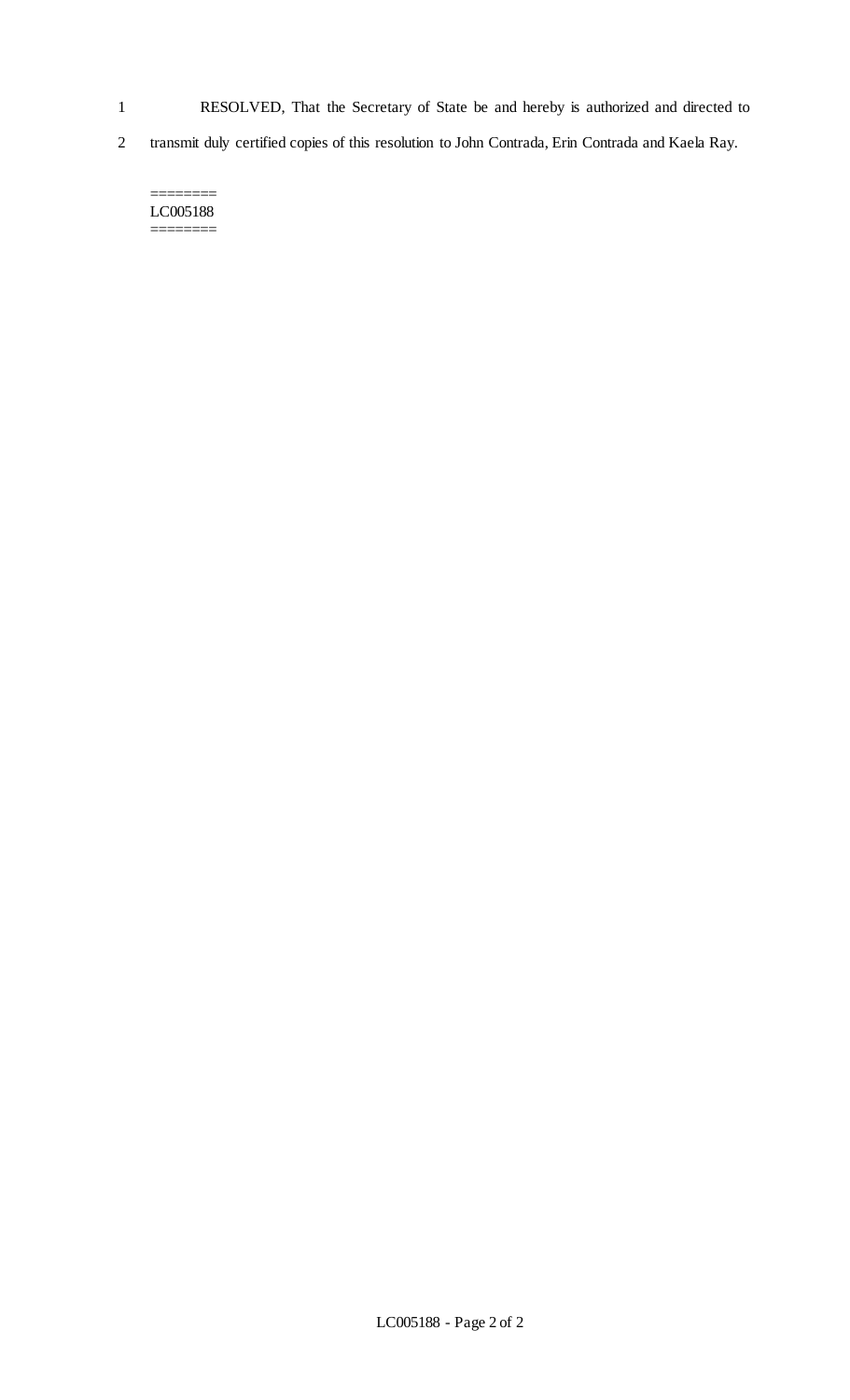RESOLVED, That the Secretary of State be and hereby is authorized and directed to transmit duly certified copies of this resolution to John Contrada, Erin Contrada and Kaela Ray.

========
LC005188
========